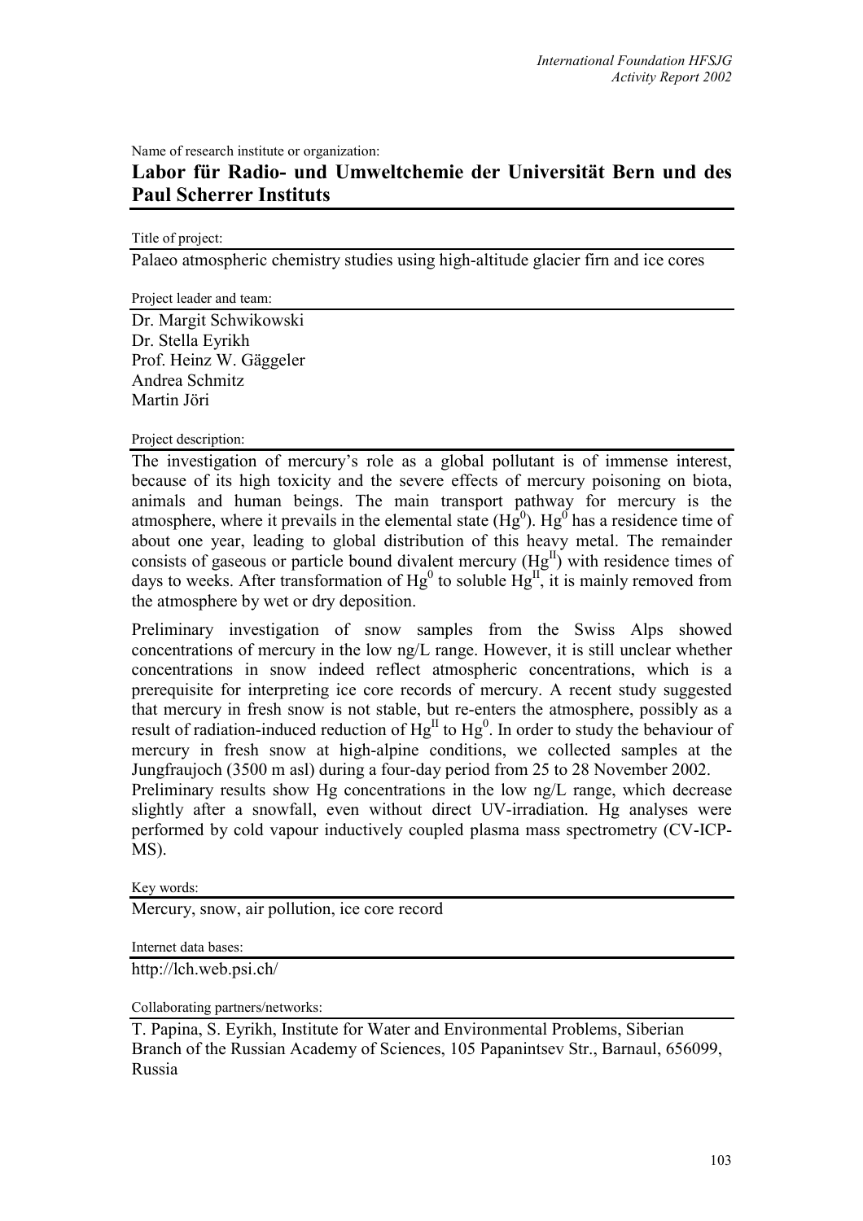Name of research institute or organization:

## Labor für Radio- und Umweltchemie der Universität Bern und des Paul Scherrer Instituts

Title of project:

Palaeo atmospheric chemistry studies using high-altitude glacier firn and ice cores

Project leader and team:

Dr. Margit Schwikowski
Dr. Stella Eyrikh
Prof. Heinz W. Gäggeler
Andrea Schmitz
Martin Jöri

Project description:

The investigation of mercury's role as a global pollutant is of immense interest, because of its high toxicity and the severe effects of mercury poisoning on biota, animals and human beings. The main transport pathway for mercury is the atmosphere, where it prevails in the elemental state ($Hg^0$). $Hg^0$ has a residence time of about one year, leading to global distribution of this heavy metal. The remainder consists of gaseous or particle bound divalent mercury ($Hg^{II}$) with residence times of days to weeks. After transformation of $Hg^0$ to soluble $Hg^{II}$, it is mainly removed from the atmosphere by wet or dry deposition.

Preliminary investigation of snow samples from the Swiss Alps showed concentrations of mercury in the low ng/L range. However, it is still unclear whether concentrations in snow indeed reflect atmospheric concentrations, which is a prerequisite for interpreting ice core records of mercury. A recent study suggested that mercury in fresh snow is not stable, but re-enters the atmosphere, possibly as a result of radiation-induced reduction of $Hg^{II}$ to $Hg^0$. In order to study the behaviour of mercury in fresh snow at high-alpine conditions, we collected samples at the Jungfraujoch (3500 m asl) during a four-day period from 25 to 28 November 2002.

Preliminary results show Hg concentrations in the low ng/L range, which decrease slightly after a snowfall, even without direct UV-irradiation. Hg analyses were performed by cold vapour inductively coupled plasma mass spectrometry (CV-ICP-MS).

Key words:

Mercury, snow, air pollution, ice core record

Internet data bases:

http://lch.web.psi.ch/

Collaborating partners/networks:

T. Papina, S. Eyrikh, Institute for Water and Environmental Problems, Siberian Branch of the Russian Academy of Sciences, 105 Papanintsev Str., Barnaul, 656099, Russia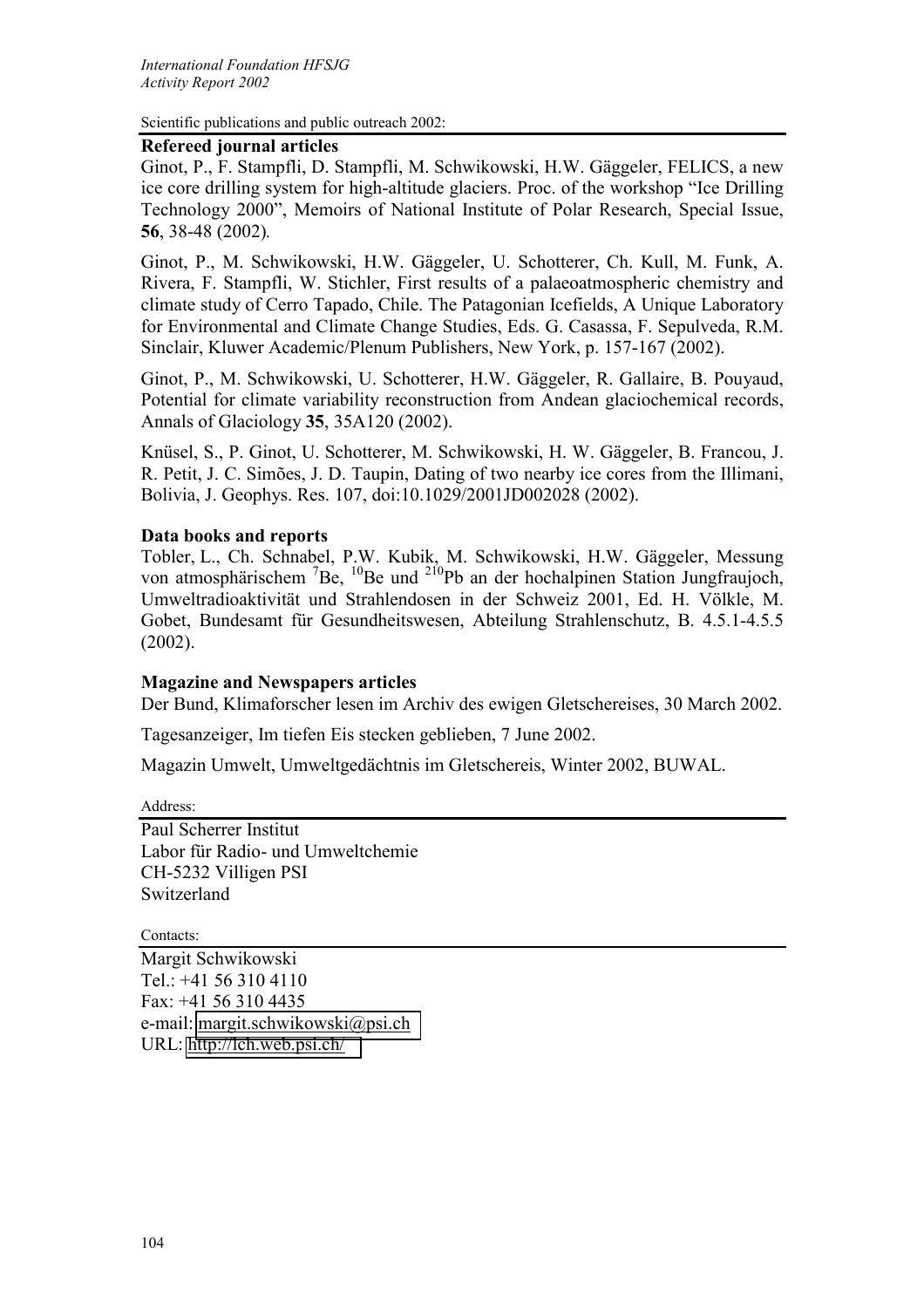Scientific publications and public outreach 2002:

## Refereed journal articles

Ginot, P., F. Stampfli, D. Stampfli, M. Schwikowski, H.W. Gäggeler, FELICS, a new ice core drilling system for high-altitude glaciers. Proc. of the workshop "Ice Drilling Technology 2000", Memoirs of National Institute of Polar Research, Special Issue, **56**, 38-48 (2002).

Ginot, P., M. Schwikowski, H.W. Gäggeler, U. Schotterer, Ch. Kull, M. Funk, A. Rivera, F. Stampfli, W. Stichler, First results of a palaeoatmospheric chemistry and climate study of Cerro Tapado, Chile. The Patagonian Icefields, A Unique Laboratory for Environmental and Climate Change Studies, Eds. G. Casassa, F. Sepulveda, R.M. Sinclair, Kluwer Academic/Plenum Publishers, New York, p. 157-167 (2002).

Ginot, P., M. Schwikowski, U. Schotterer, H.W. Gäggeler, R. Gallaire, B. Pouyaud, Potential for climate variability reconstruction from Andean glaciochemical records, Annals of Glaciology **35**, 35A120 (2002).

Knüsel, S., P. Ginot, U. Schotterer, M. Schwikowski, H. W. Gäggeler, B. Francou, J. R. Petit, J. C. Simões, J. D. Taupin, Dating of two nearby ice cores from the Illimani, Bolivia, J. Geophys. Res. 107, doi:10.1029/2001JD002028 (2002).

## Data books and reports

Tobler, L., Ch. Schnabel, P.W. Kubik, M. Schwikowski, H.W. Gäggeler, Messung von atmosphärischem $^{7}$Be, $^{10}$Be und $^{210}$Pb an der hochalpinen Station Jungfraujoch, Umweltradioaktivität und Strahlendosen in der Schweiz 2001, Ed. H. Völkle, M. Gobet, Bundesamt für Gesundheitswesen, Abteilung Strahlenschutz, B. 4.5.1-4.5.5 (2002).

## Magazine and Newspapers articles

Der Bund, Klimaforscher lesen im Archiv des ewigen Gletschereises, 30 March 2002.

Tagesanzeiger, Im tiefen Eis stecken geblieben, 7 June 2002.

Magazin Umwelt, Umweltgedächtnis im Gletschereis, Winter 2002, BUWAL.

Address:

Paul Scherrer Institut
Labor für Radio- und Umweltchemie
CH-5232 Villigen PSI
Switzerland

Contacts:

Margit Schwikowski
Tel.: +41 56 310 4110
Fax: +41 56 310 4435
e-mail: margit.schwikowski@psi.ch
URL: http://lch.web.psi.ch/